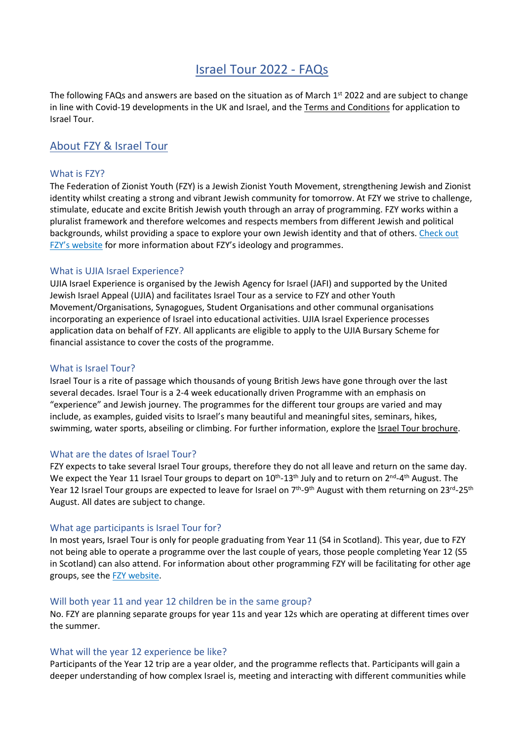# Israel Tour 2022 - FAQs

The following FAQs and answers are based on the situation as of March 1st 2022 and are subject to change in line with Covid-19 developments in the UK and Israel, and the Terms and Conditions for application to Israel Tour.

## About FZY & Israel Tour

### What is FZY?

The Federation of Zionist Youth (FZY) is a Jewish Zionist Youth Movement, strengthening Jewish and Zionist identity whilst creating a strong and vibrant Jewish community for tomorrow. At FZY we strive to challenge, stimulate, educate and excite British Jewish youth through an array of programming. FZY works within a pluralist framework and therefore welcomes and respects members from different Jewish and political backgrounds, whilst providing a space to explore your own Jewish identity and that of others. Check out FZY's website for more information about FZY's ideology and programmes.

### What is UJIA Israel Experience?

UJIA Israel Experience is organised by the Jewish Agency for Israel (JAFI) and supported by the United Jewish Israel Appeal (UJIA) and facilitates Israel Tour as a service to FZY and other Youth Movement/Organisations, Synagogues, Student Organisations and other communal organisations incorporating an experience of Israel into educational activities. UJIA Israel Experience processes application data on behalf of FZY. All applicants are eligible to apply to the UJIA Bursary Scheme for financial assistance to cover the costs of the programme.

### What is Israel Tour?

Israel Tour is a rite of passage which thousands of young British Jews have gone through over the last several decades. Israel Tour is a 2-4 week educationally driven Programme with an emphasis on "experience" and Jewish journey. The programmes for the different tour groups are varied and may include, as examples, guided visits to Israel's many beautiful and meaningful sites, seminars, hikes, swimming, water sports, abseiling or climbing. For further information, explore the Israel Tour brochure.

### What are the dates of Israel Tour?

FZY expects to take several Israel Tour groups, therefore they do not all leave and return on the same day. We expect the Year 11 Israel Tour groups to depart on 10th-13th July and to return on 2nd-4th August. The Year 12 Israel Tour groups are expected to leave for Israel on 7th-9th August with them returning on 23rd-25th August. All dates are subject to change.

### What age participants is Israel Tour for?

In most years, Israel Tour is only for people graduating from Year 11 (S4 in Scotland). This year, due to FZY not being able to operate a programme over the last couple of years, those people completing Year 12 (S5 in Scotland) can also attend. For information about other programming FZY will be facilitating for other age groups, see the FZY website.

### Will both year 11 and year 12 children be in the same group?

No. FZY are planning separate groups for year 11s and year 12s which are operating at different times over the summer.

### What will the year 12 experience be like?

Participants of the Year 12 trip are a year older, and the programme reflects that. Participants will gain a deeper understanding of how complex Israel is, meeting and interacting with different communities while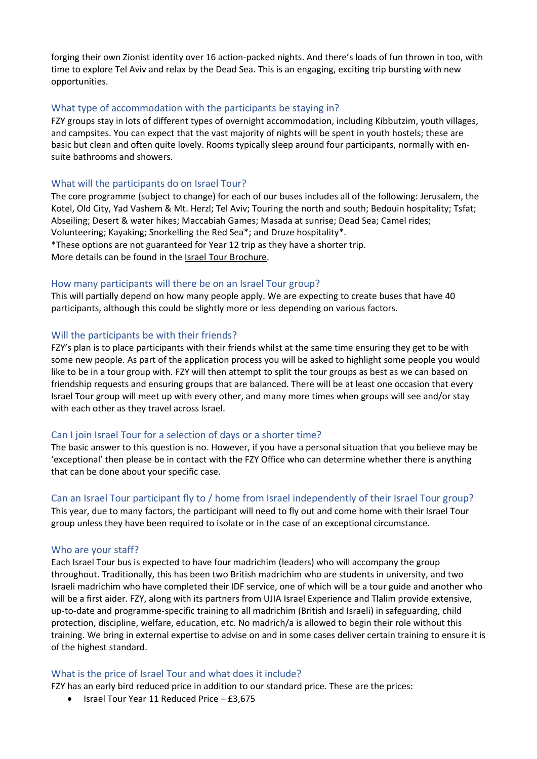forging their own Zionist identity over 16 action-packed nights. And there's loads of fun thrown in too, with time to explore Tel Aviv and relax by the Dead Sea. This is an engaging, exciting trip bursting with new opportunities.

### What type of accommodation with the participants be staying in?

FZY groups stay in lots of different types of overnight accommodation, including Kibbutzim, youth villages, and campsites. You can expect that the vast majority of nights will be spent in youth hostels; these are basic but clean and often quite lovely. Rooms typically sleep around four participants, normally with en-suite bathrooms and showers.

### What will the participants do on Israel Tour?

The core programme (subject to change) for each of our buses includes all of the following: Jerusalem, the Kotel, Old City, Yad Vashem & Mt. Herzl; Tel Aviv; Touring the north and south; Bedouin hospitality; Tsfat; Abseiling; Desert & water hikes; Maccabiah Games; Masada at sunrise; Dead Sea; Camel rides; Volunteering; Kayaking; Snorkelling the Red Sea*; and Druze hospitality*.
*These options are not guaranteed for Year 12 trip as they have a shorter trip.
More details can be found in the Israel Tour Brochure.

### How many participants will there be on an Israel Tour group?

This will partially depend on how many people apply. We are expecting to create buses that have 40 participants, although this could be slightly more or less depending on various factors.

### Will the participants be with their friends?

FZY's plan is to place participants with their friends whilst at the same time ensuring they get to be with some new people. As part of the application process you will be asked to highlight some people you would like to be in a tour group with. FZY will then attempt to split the tour groups as best as we can based on friendship requests and ensuring groups that are balanced. There will be at least one occasion that every Israel Tour group will meet up with every other, and many more times when groups will see and/or stay with each other as they travel across Israel.

### Can I join Israel Tour for a selection of days or a shorter time?

The basic answer to this question is no. However, if you have a personal situation that you believe may be 'exceptional' then please be in contact with the FZY Office who can determine whether there is anything that can be done about your specific case.

### Can an Israel Tour participant fly to / home from Israel independently of their Israel Tour group?

This year, due to many factors, the participant will need to fly out and come home with their Israel Tour group unless they have been required to isolate or in the case of an exceptional circumstance.

### Who are your staff?

Each Israel Tour bus is expected to have four madrichim (leaders) who will accompany the group throughout. Traditionally, this has been two British madrichim who are students in university, and two Israeli madrichim who have completed their IDF service, one of which will be a tour guide and another who will be a first aider. FZY, along with its partners from UJIA Israel Experience and Tlalim provide extensive, up-to-date and programme-specific training to all madrichim (British and Israeli) in safeguarding, child protection, discipline, welfare, education, etc. No madrich/a is allowed to begin their role without this training. We bring in external expertise to advise on and in some cases deliver certain training to ensure it is of the highest standard.

### What is the price of Israel Tour and what does it include?

FZY has an early bird reduced price in addition to our standard price. These are the prices:

- Israel Tour Year 11 Reduced Price – £3,675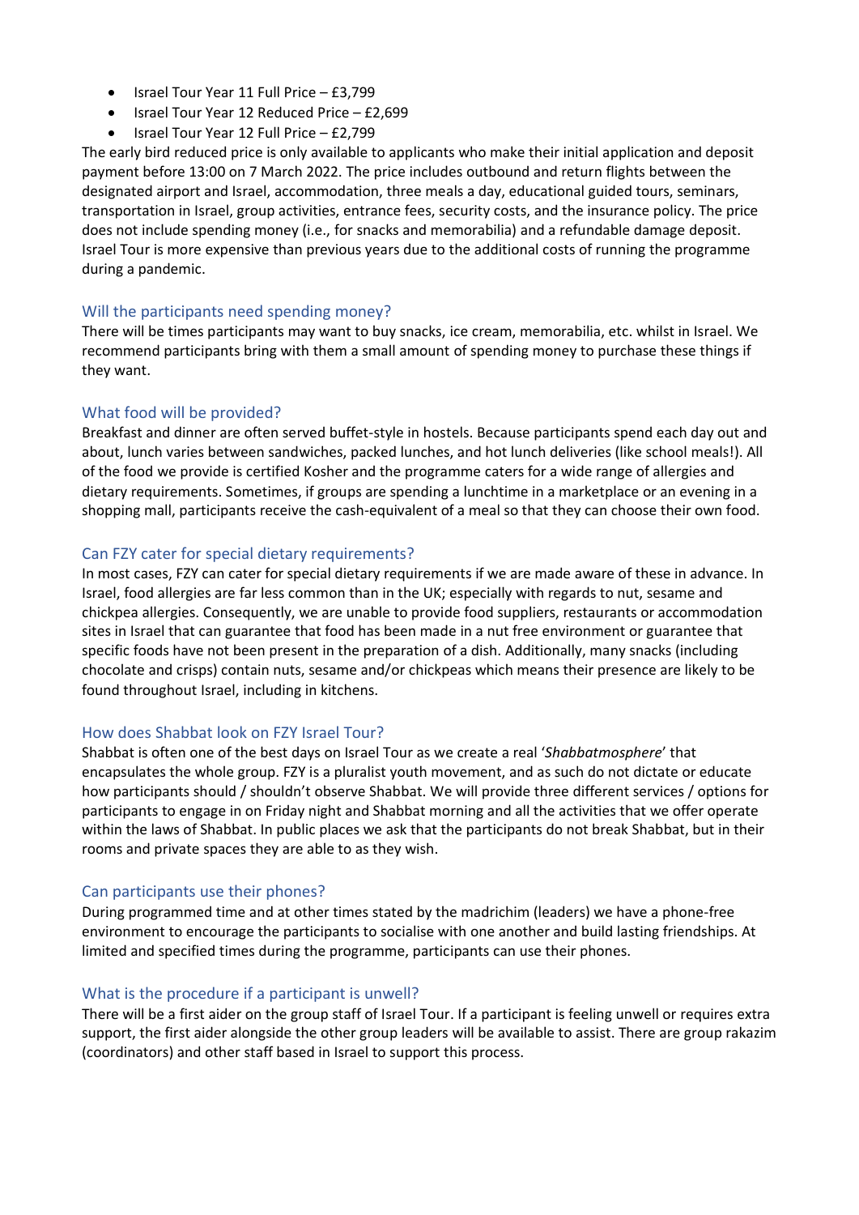- Israel Tour Year 11 Full Price – £3,799
- Israel Tour Year 12 Reduced Price – £2,699
- Israel Tour Year 12 Full Price – £2,799

The early bird reduced price is only available to applicants who make their initial application and deposit payment before 13:00 on 7 March 2022. The price includes outbound and return flights between the designated airport and Israel, accommodation, three meals a day, educational guided tours, seminars, transportation in Israel, group activities, entrance fees, security costs, and the insurance policy. The price does not include spending money (i.e., for snacks and memorabilia) and a refundable damage deposit. Israel Tour is more expensive than previous years due to the additional costs of running the programme during a pandemic.

### Will the participants need spending money?

There will be times participants may want to buy snacks, ice cream, memorabilia, etc. whilst in Israel. We recommend participants bring with them a small amount of spending money to purchase these things if they want.

### What food will be provided?

Breakfast and dinner are often served buffet-style in hostels. Because participants spend each day out and about, lunch varies between sandwiches, packed lunches, and hot lunch deliveries (like school meals!). All of the food we provide is certified Kosher and the programme caters for a wide range of allergies and dietary requirements. Sometimes, if groups are spending a lunchtime in a marketplace or an evening in a shopping mall, participants receive the cash-equivalent of a meal so that they can choose their own food.

### Can FZY cater for special dietary requirements?

In most cases, FZY can cater for special dietary requirements if we are made aware of these in advance. In Israel, food allergies are far less common than in the UK; especially with regards to nut, sesame and chickpea allergies. Consequently, we are unable to provide food suppliers, restaurants or accommodation sites in Israel that can guarantee that food has been made in a nut free environment or guarantee that specific foods have not been present in the preparation of a dish. Additionally, many snacks (including chocolate and crisps) contain nuts, sesame and/or chickpeas which means their presence are likely to be found throughout Israel, including in kitchens.

### How does Shabbat look on FZY Israel Tour?

Shabbat is often one of the best days on Israel Tour as we create a real '*Shabbatmosphere*' that encapsulates the whole group. FZY is a pluralist youth movement, and as such do not dictate or educate how participants should / shouldn't observe Shabbat. We will provide three different services / options for participants to engage in on Friday night and Shabbat morning and all the activities that we offer operate within the laws of Shabbat. In public places we ask that the participants do not break Shabbat, but in their rooms and private spaces they are able to as they wish.

### Can participants use their phones?

During programmed time and at other times stated by the madrichim (leaders) we have a phone-free environment to encourage the participants to socialise with one another and build lasting friendships. At limited and specified times during the programme, participants can use their phones.

### What is the procedure if a participant is unwell?

There will be a first aider on the group staff of Israel Tour. If a participant is feeling unwell or requires extra support, the first aider alongside the other group leaders will be available to assist. There are group rakazim (coordinators) and other staff based in Israel to support this process.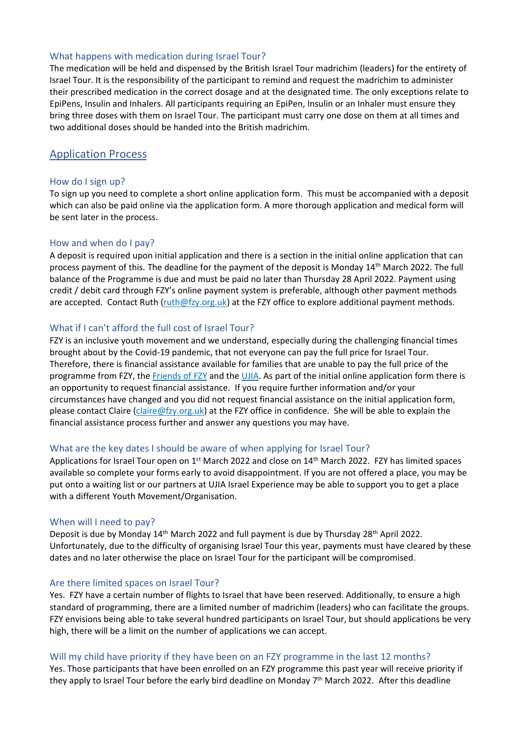### What happens with medication during Israel Tour?

The medication will be held and dispensed by the British Israel Tour madrichim (leaders) for the entirety of Israel Tour. It is the responsibility of the participant to remind and request the madrichim to administer their prescribed medication in the correct dosage and at the designated time. The only exceptions relate to EpiPens, Insulin and Inhalers. All participants requiring an EpiPen, Insulin or an Inhaler must ensure they bring three doses with them on Israel Tour. The participant must carry one dose on them at all times and two additional doses should be handed into the British madrichim.

## Application Process

### How do I sign up?

To sign up you need to complete a short online application form. This must be accompanied with a deposit which can also be paid online via the application form. A more thorough application and medical form will be sent later in the process.

### How and when do I pay?

A deposit is required upon initial application and there is a section in the initial online application that can process payment of this. The deadline for the payment of the deposit is Monday 14th March 2022. The full balance of the Programme is due and must be paid no later than Thursday 28 April 2022. Payment using credit / debit card through FZY's online payment system is preferable, although other payment methods are accepted. Contact Ruth (ruth@fzy.org.uk) at the FZY office to explore additional payment methods.

### What if I can't afford the full cost of Israel Tour?

FZY is an inclusive youth movement and we understand, especially during the challenging financial times brought about by the Covid-19 pandemic, that not everyone can pay the full price for Israel Tour. Therefore, there is financial assistance available for families that are unable to pay the full price of the programme from FZY, the Friends of FZY and the UJIA. As part of the initial online application form there is an opportunity to request financial assistance. If you require further information and/or your circumstances have changed and you did not request financial assistance on the initial application form, please contact Claire (claire@fzy.org.uk) at the FZY office in confidence. She will be able to explain the financial assistance process further and answer any questions you may have.

### What are the key dates I should be aware of when applying for Israel Tour?

Applications for Israel Tour open on 1st March 2022 and close on 14th March 2022. FZY has limited spaces available so complete your forms early to avoid disappointment. If you are not offered a place, you may be put onto a waiting list or our partners at UJIA Israel Experience may be able to support you to get a place with a different Youth Movement/Organisation.

### When will I need to pay?

Deposit is due by Monday 14th March 2022 and full payment is due by Thursday 28th April 2022. Unfortunately, due to the difficulty of organising Israel Tour this year, payments must have cleared by these dates and no later otherwise the place on Israel Tour for the participant will be compromised.

### Are there limited spaces on Israel Tour?

Yes. FZY have a certain number of flights to Israel that have been reserved. Additionally, to ensure a high standard of programming, there are a limited number of madrichim (leaders) who can facilitate the groups. FZY envisions being able to take several hundred participants on Israel Tour, but should applications be very high, there will be a limit on the number of applications we can accept.

### Will my child have priority if they have been on an FZY programme in the last 12 months?

Yes. Those participants that have been enrolled on an FZY programme this past year will receive priority if they apply to Israel Tour before the early bird deadline on Monday 7th March 2022. After this deadline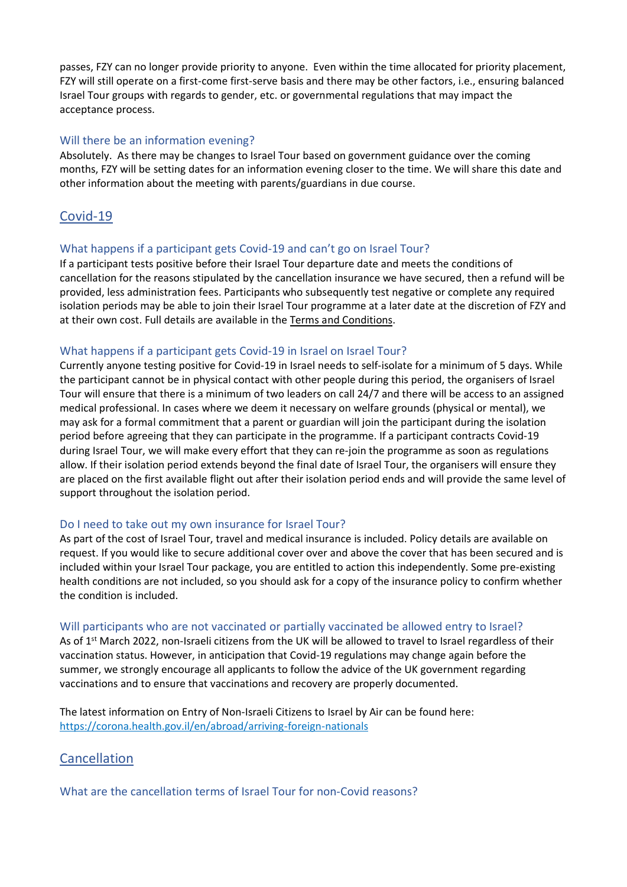passes, FZY can no longer provide priority to anyone. Even within the time allocated for priority placement, FZY will still operate on a first-come first-serve basis and there may be other factors, i.e., ensuring balanced Israel Tour groups with regards to gender, etc. or governmental regulations that may impact the acceptance process.

### Will there be an information evening?

Absolutely. As there may be changes to Israel Tour based on government guidance over the coming months, FZY will be setting dates for an information evening closer to the time. We will share this date and other information about the meeting with parents/guardians in due course.

## Covid-19

### What happens if a participant gets Covid-19 and can't go on Israel Tour?

If a participant tests positive before their Israel Tour departure date and meets the conditions of cancellation for the reasons stipulated by the cancellation insurance we have secured, then a refund will be provided, less administration fees. Participants who subsequently test negative or complete any required isolation periods may be able to join their Israel Tour programme at a later date at the discretion of FZY and at their own cost. Full details are available in the Terms and Conditions.

### What happens if a participant gets Covid-19 in Israel on Israel Tour?

Currently anyone testing positive for Covid-19 in Israel needs to self-isolate for a minimum of 5 days. While the participant cannot be in physical contact with other people during this period, the organisers of Israel Tour will ensure that there is a minimum of two leaders on call 24/7 and there will be access to an assigned medical professional. In cases where we deem it necessary on welfare grounds (physical or mental), we may ask for a formal commitment that a parent or guardian will join the participant during the isolation period before agreeing that they can participate in the programme. If a participant contracts Covid-19 during Israel Tour, we will make every effort that they can re-join the programme as soon as regulations allow. If their isolation period extends beyond the final date of Israel Tour, the organisers will ensure they are placed on the first available flight out after their isolation period ends and will provide the same level of support throughout the isolation period.

### Do I need to take out my own insurance for Israel Tour?

As part of the cost of Israel Tour, travel and medical insurance is included. Policy details are available on request. If you would like to secure additional cover over and above the cover that has been secured and is included within your Israel Tour package, you are entitled to action this independently. Some pre-existing health conditions are not included, so you should ask for a copy of the insurance policy to confirm whether the condition is included.

### Will participants who are not vaccinated or partially vaccinated be allowed entry to Israel?

As of 1st March 2022, non-Israeli citizens from the UK will be allowed to travel to Israel regardless of their vaccination status. However, in anticipation that Covid-19 regulations may change again before the summer, we strongly encourage all applicants to follow the advice of the UK government regarding vaccinations and to ensure that vaccinations and recovery are properly documented.

The latest information on Entry of Non-Israeli Citizens to Israel by Air can be found here: https://corona.health.gov.il/en/abroad/arriving-foreign-nationals

## Cancellation

### What are the cancellation terms of Israel Tour for non-Covid reasons?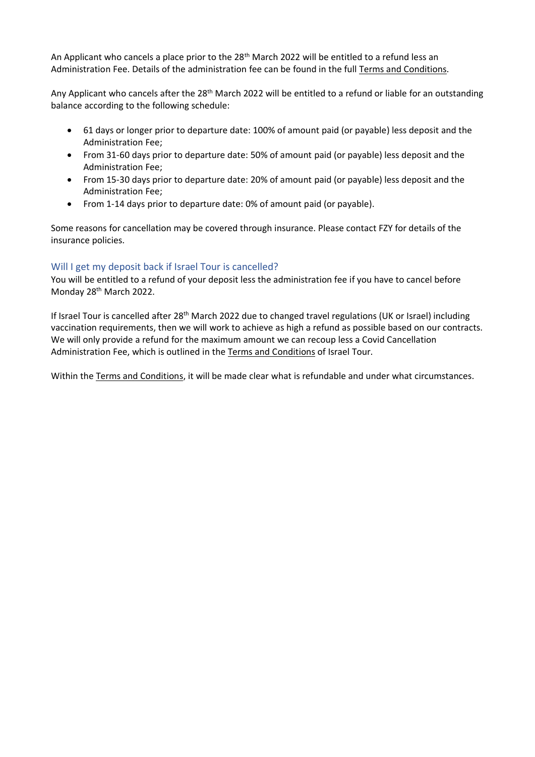An Applicant who cancels a place prior to the 28th March 2022 will be entitled to a refund less an Administration Fee. Details of the administration fee can be found in the full Terms and Conditions.

Any Applicant who cancels after the 28th March 2022 will be entitled to a refund or liable for an outstanding balance according to the following schedule:

- 61 days or longer prior to departure date: 100% of amount paid (or payable) less deposit and the Administration Fee;
- From 31-60 days prior to departure date: 50% of amount paid (or payable) less deposit and the Administration Fee;
- From 15-30 days prior to departure date: 20% of amount paid (or payable) less deposit and the Administration Fee;
- From 1-14 days prior to departure date: 0% of amount paid (or payable).

Some reasons for cancellation may be covered through insurance. Please contact FZY for details of the insurance policies.

### Will I get my deposit back if Israel Tour is cancelled?

You will be entitled to a refund of your deposit less the administration fee if you have to cancel before Monday 28th March 2022.

If Israel Tour is cancelled after 28th March 2022 due to changed travel regulations (UK or Israel) including vaccination requirements, then we will work to achieve as high a refund as possible based on our contracts. We will only provide a refund for the maximum amount we can recoup less a Covid Cancellation Administration Fee, which is outlined in the Terms and Conditions of Israel Tour.

Within the Terms and Conditions, it will be made clear what is refundable and under what circumstances.